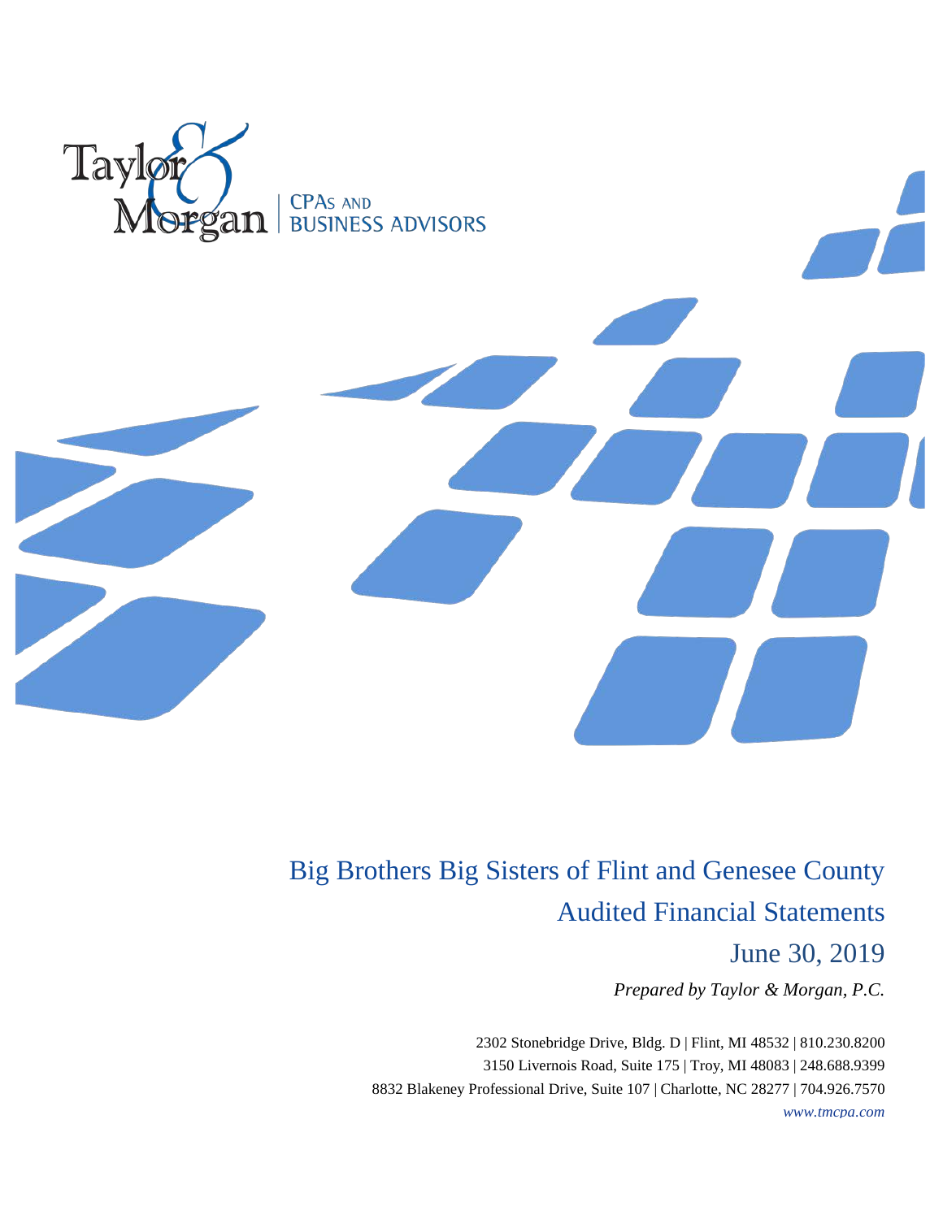Taylor & Morgan | CPAs and Business Advisors

# Big Brothers Big Sisters of Flint and Genesee County

## Audited Financial Statements

## June 30, 2019

*Prepared by Taylor & Morgan, P.C.*

2302 Stonebridge Drive, Bldg. D | Flint, MI 48532 | 810.230.8200
3150 Livernois Road, Suite 175 | Troy, MI 48083 | 248.688.9399
8832 Blakeney Professional Drive, Suite 107 | Charlotte, NC 28277 | 704.926.7570
*www.tmcpa.com*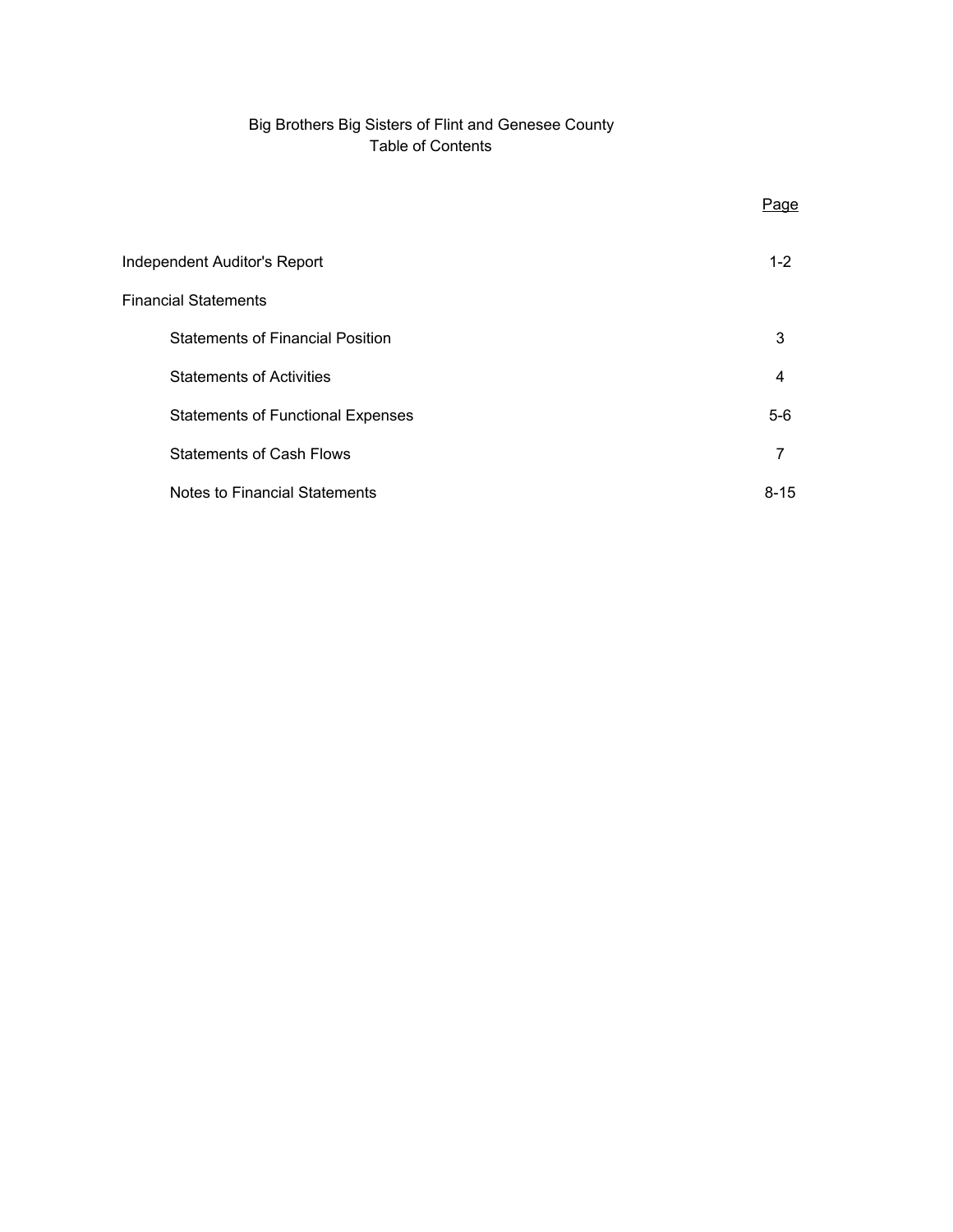# Big Brothers Big Sisters of Flint and Genesee County
## Table of Contents

| | Page |
|---|---|
| Independent Auditor's Report | 1-2 |
| Financial Statements | |
| Statements of Financial Position | 3 |
| Statements of Activities | 4 |
| Statements of Functional Expenses | 5-6 |
| Statements of Cash Flows | 7 |
| Notes to Financial Statements | 8-15 |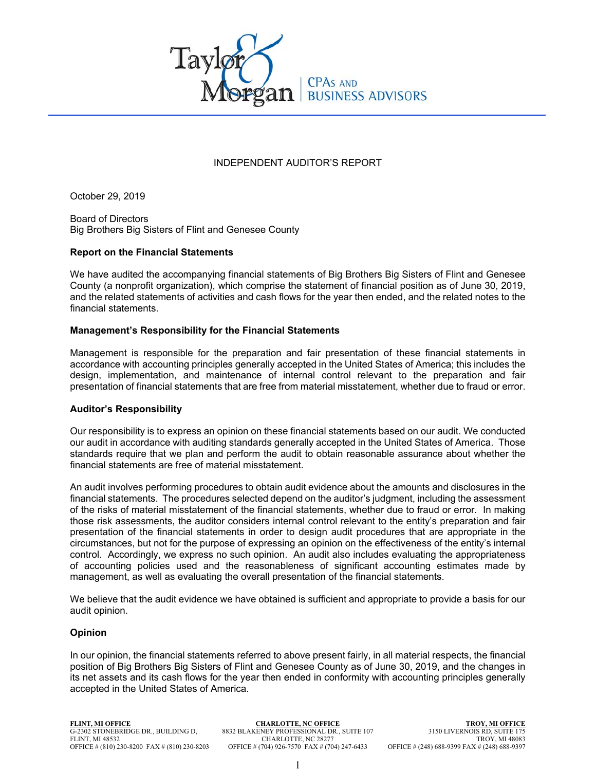Taylor & Morgan | CPAs and Business Advisors

# INDEPENDENT AUDITOR'S REPORT

October 29, 2019

Board of Directors
Big Brothers Big Sisters of Flint and Genesee County

**Report on the Financial Statements**

We have audited the accompanying financial statements of Big Brothers Big Sisters of Flint and Genesee County (a nonprofit organization), which comprise the statement of financial position as of June 30, 2019, and the related statements of activities and cash flows for the year then ended, and the related notes to the financial statements.

**Management's Responsibility for the Financial Statements**

Management is responsible for the preparation and fair presentation of these financial statements in accordance with accounting principles generally accepted in the United States of America; this includes the design, implementation, and maintenance of internal control relevant to the preparation and fair presentation of financial statements that are free from material misstatement, whether due to fraud or error.

**Auditor's Responsibility**

Our responsibility is to express an opinion on these financial statements based on our audit. We conducted our audit in accordance with auditing standards generally accepted in the United States of America. Those standards require that we plan and perform the audit to obtain reasonable assurance about whether the financial statements are free of material misstatement.

An audit involves performing procedures to obtain audit evidence about the amounts and disclosures in the financial statements. The procedures selected depend on the auditor's judgment, including the assessment of the risks of material misstatement of the financial statements, whether due to fraud or error. In making those risk assessments, the auditor considers internal control relevant to the entity's preparation and fair presentation of the financial statements in order to design audit procedures that are appropriate in the circumstances, but not for the purpose of expressing an opinion on the effectiveness of the entity's internal control. Accordingly, we express no such opinion. An audit also includes evaluating the appropriateness of accounting policies used and the reasonableness of significant accounting estimates made by management, as well as evaluating the overall presentation of the financial statements.

We believe that the audit evidence we have obtained is sufficient and appropriate to provide a basis for our audit opinion.

**Opinion**

In our opinion, the financial statements referred to above present fairly, in all material respects, the financial position of Big Brothers Big Sisters of Flint and Genesee County as of June 30, 2019, and the changes in its net assets and its cash flows for the year then ended in conformity with accounting principles generally accepted in the United States of America.

**FLINT, MI OFFICE**
G-2302 STONEBRIDGE DR., BUILDING D,
FLINT, MI 48532
OFFICE # (810) 230-8200 FAX # (810) 230-8203

**CHARLOTTE, NC OFFICE**
8832 BLAKENEY PROFESSIONAL DR., SUITE 107
CHARLOTTE, NC 28277
OFFICE # (704) 926-7570 FAX # (704) 247-6433

**TROY, MI OFFICE**
3150 LIVERNOIS RD, SUITE 175
TROY, MI 48083
OFFICE # (248) 688-9399 FAX # (248) 688-9397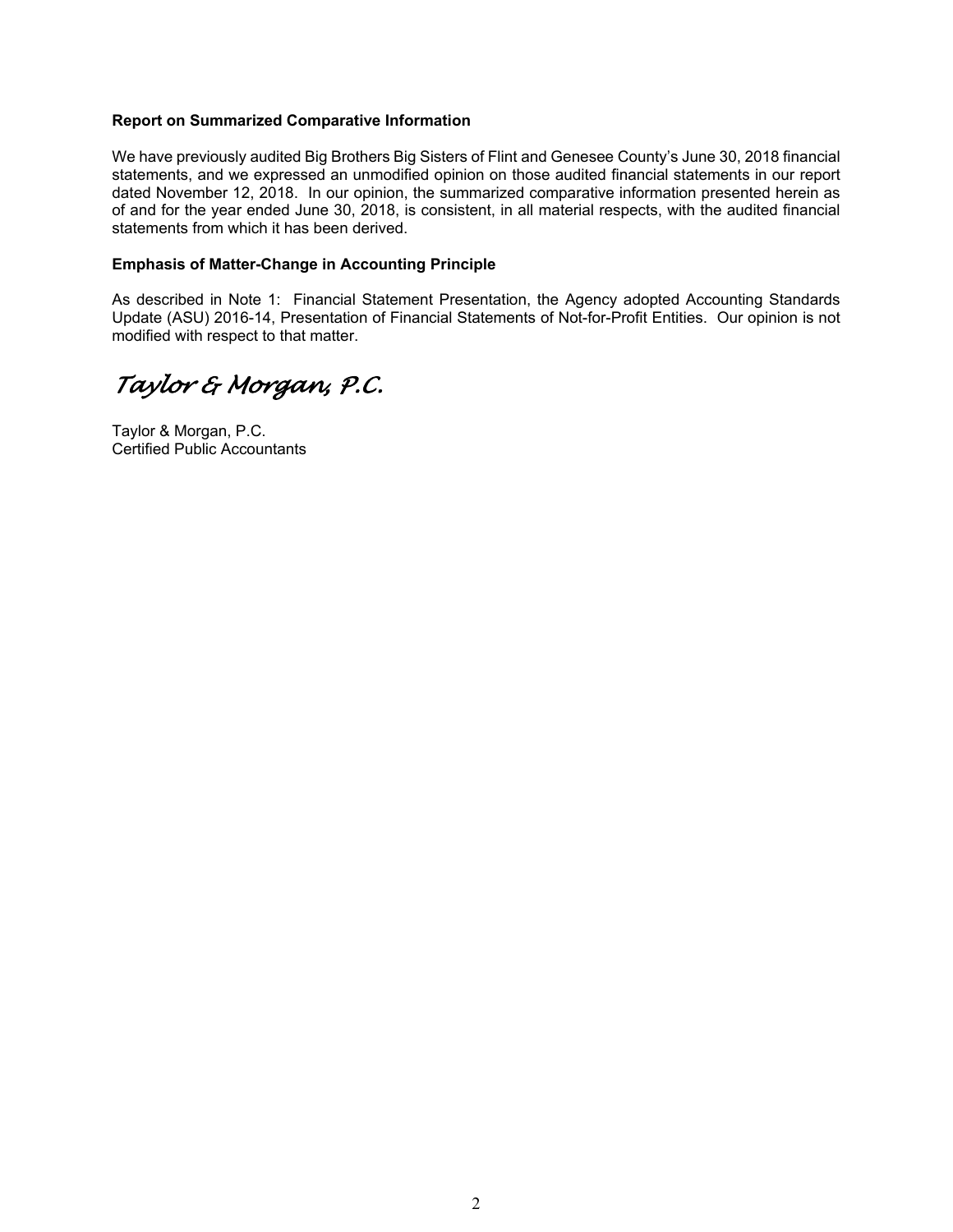**Report on Summarized Comparative Information**

We have previously audited Big Brothers Big Sisters of Flint and Genesee County's June 30, 2018 financial statements, and we expressed an unmodified opinion on those audited financial statements in our report dated November 12, 2018. In our opinion, the summarized comparative information presented herein as of and for the year ended June 30, 2018, is consistent, in all material respects, with the audited financial statements from which it has been derived.

**Emphasis of Matter-Change in Accounting Principle**

As described in Note 1: Financial Statement Presentation, the Agency adopted Accounting Standards Update (ASU) 2016-14, Presentation of Financial Statements of Not-for-Profit Entities. Our opinion is not modified with respect to that matter.

*Taylor & Morgan, P.C.*

Taylor & Morgan, P.C.
Certified Public Accountants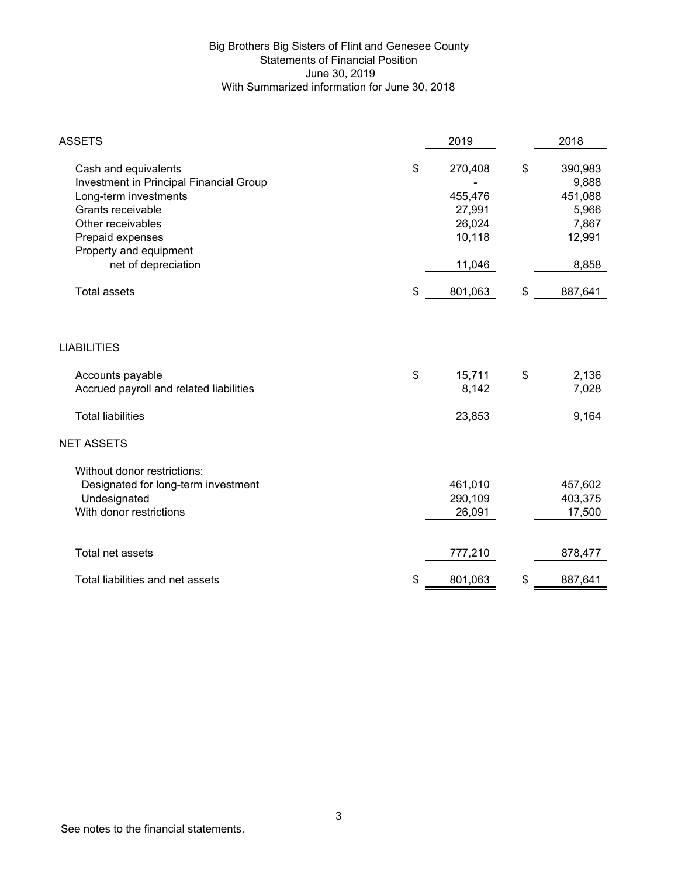# Big Brothers Big Sisters of Flint and Genesee County
## Statements of Financial Position
### June 30, 2019
### With Summarized information for June 30, 2018

| ASSETS | 2019 | 2018 |
|---|---|---|
| Cash and equivalents | $ 270,408 | $ 390,983 |
| Investment in Principal Financial Group | - | 9,888 |
| Long-term investments | 455,476 | 451,088 |
| Grants receivable | 27,991 | 5,966 |
| Other receivables | 26,024 | 7,867 |
| Prepaid expenses | 10,118 | 12,991 |
| Property and equipment net of depreciation | 11,046 | 8,858 |
| Total assets | $ 801,063 | $ 887,641 |

| LIABILITIES | 2019 | 2018 |
|---|---|---|
| Accounts payable | $ 15,711 | $ 2,136 |
| Accrued payroll and related liabilities | 8,142 | 7,028 |
| Total liabilities | 23,853 | 9,164 |
| **NET ASSETS** | | |
| Without donor restrictions: | | |
| Designated for long-term investment | 461,010 | 457,602 |
| Undesignated | 290,109 | 403,375 |
| With donor restrictions | 26,091 | 17,500 |
| Total net assets | 777,210 | 878,477 |
| Total liabilities and net assets | $ 801,063 | $ 887,641 |

See notes to the financial statements.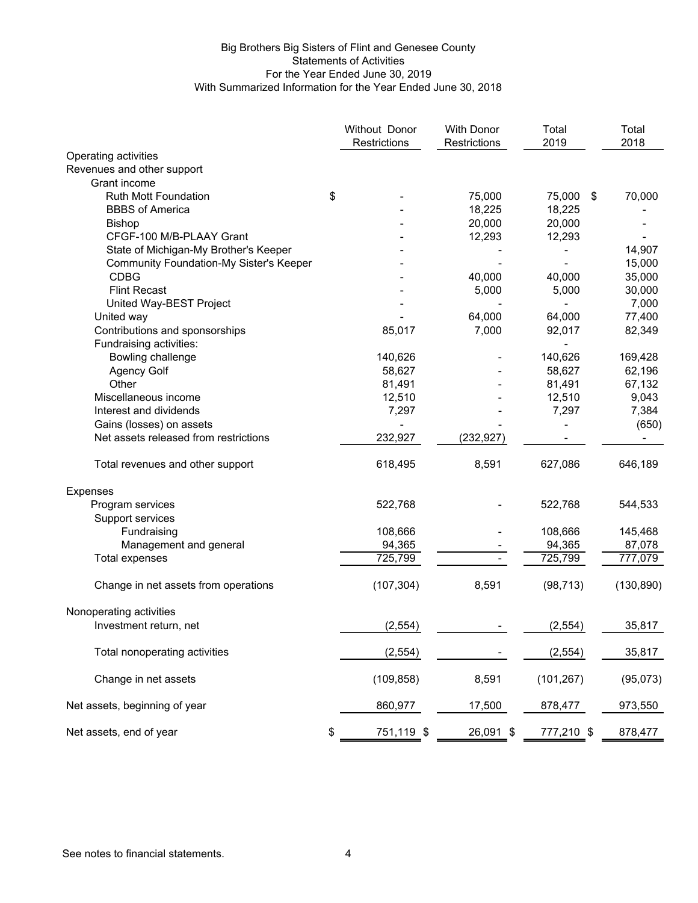# Big Brothers Big Sisters of Flint and Genesee County
## Statements of Activities
### For the Year Ended June 30, 2019
### With Summarized Information for the Year Ended June 30, 2018

| | Without Donor Restrictions | With Donor Restrictions | Total 2019 | Total 2018 |
|---|---|---|---|---|
| Operating activities | | | | |
| Revenues and other support | | | | |
| Grant income | | | | |
| Ruth Mott Foundation | $ - | 75,000 | 75,000 | $ 70,000 |
| BBBS of America | - | 18,225 | 18,225 | - |
| Bishop | - | 20,000 | 20,000 | - |
| CFGF-100 M/B-PLAAY Grant | - | 12,293 | 12,293 | - |
| State of Michigan-My Brother's Keeper | - | - | - | 14,907 |
| Community Foundation-My Sister's Keeper | - | - | - | 15,000 |
| CDBG | - | 40,000 | 40,000 | 35,000 |
| Flint Recast | - | 5,000 | 5,000 | 30,000 |
| United Way-BEST Project | - | - | - | 7,000 |
| United way | - | 64,000 | 64,000 | 77,400 |
| Contributions and sponsorships | 85,017 | 7,000 | 92,017 | 82,349 |
| Fundraising activities: | | | - | |
| Bowling challenge | 140,626 | - | 140,626 | 169,428 |
| Agency Golf | 58,627 | - | 58,627 | 62,196 |
| Other | 81,491 | - | 81,491 | 67,132 |
| Miscellaneous income | 12,510 | - | 12,510 | 9,043 |
| Interest and dividends | 7,297 | - | 7,297 | 7,384 |
| Gains (losses) on assets | - | - | - | (650) |
| Net assets released from restrictions | 232,927 | (232,927) | - | - |
| Total revenues and other support | 618,495 | 8,591 | 627,086 | 646,189 |
| Expenses | | | | |
| Program services | 522,768 | - | 522,768 | 544,533 |
| Support services | | | | |
| Fundraising | 108,666 | - | 108,666 | 145,468 |
| Management and general | 94,365 | - | 94,365 | 87,078 |
| Total expenses | 725,799 | - | 725,799 | 777,079 |
| Change in net assets from operations | (107,304) | 8,591 | (98,713) | (130,890) |
| Nonoperating activities | | | | |
| Investment return, net | (2,554) | - | (2,554) | 35,817 |
| Total nonoperating activities | (2,554) | - | (2,554) | 35,817 |
| Change in net assets | (109,858) | 8,591 | (101,267) | (95,073) |
| Net assets, beginning of year | 860,977 | 17,500 | 878,477 | 973,550 |
| Net assets, end of year | $ 751,119 | $ 26,091 | $ 777,210 | $ 878,477 |

See notes to financial statements.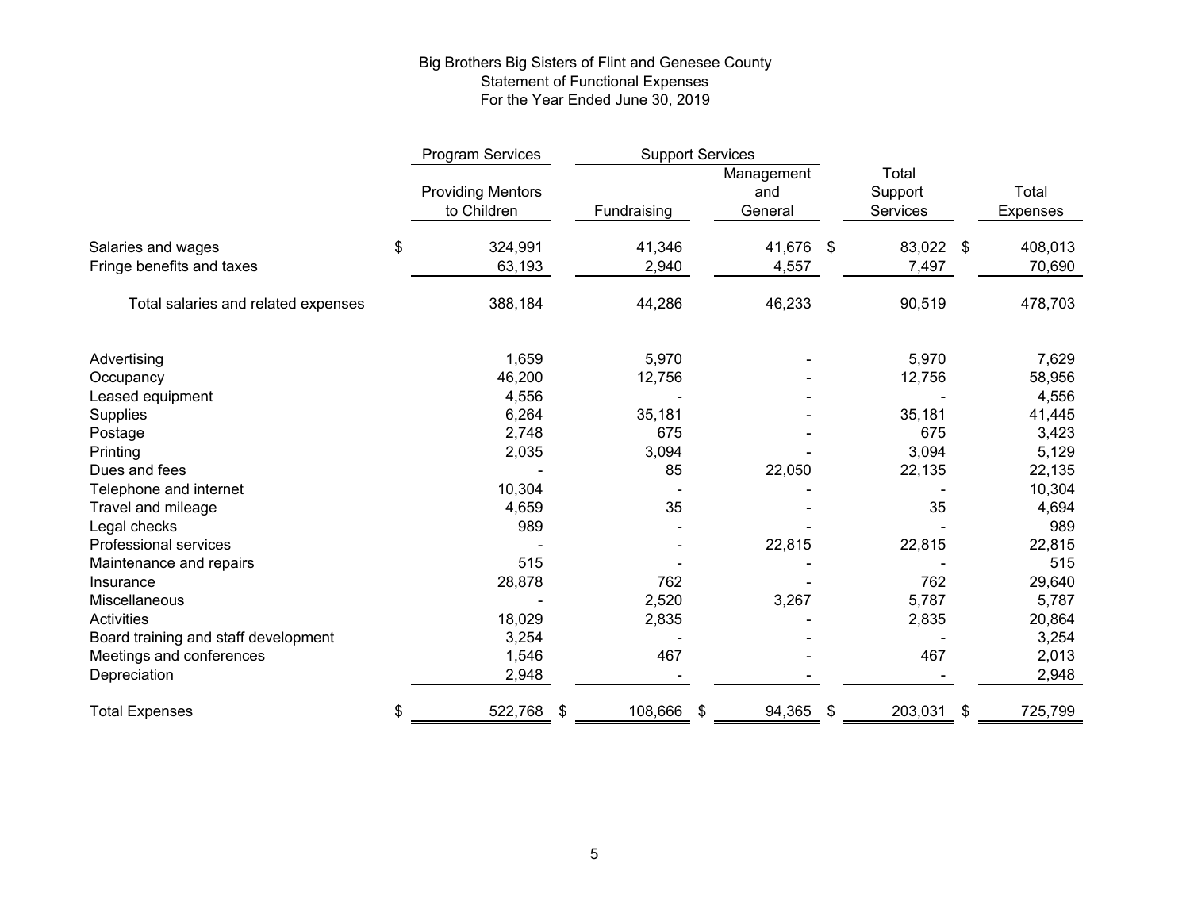# Big Brothers Big Sisters of Flint and Genesee County
## Statement of Functional Expenses
### For the Year Ended June 30, 2019

| | Program Services | Support Services | | | |
|---|---|---|---|---|---|
| | Providing Mentors to Children | Fundraising | Management and General | Total Support Services | Total Expenses |
| Salaries and wages | $ 324,991 | 41,346 | 41,676 | $ 83,022 | $ 408,013 |
| Fringe benefits and taxes | 63,193 | 2,940 | 4,557 | 7,497 | 70,690 |
| Total salaries and related expenses | 388,184 | 44,286 | 46,233 | 90,519 | 478,703 |
| Advertising | 1,659 | 5,970 | - | 5,970 | 7,629 |
| Occupancy | 46,200 | 12,756 | - | 12,756 | 58,956 |
| Leased equipment | 4,556 | - | - | - | 4,556 |
| Supplies | 6,264 | 35,181 | - | 35,181 | 41,445 |
| Postage | 2,748 | 675 | - | 675 | 3,423 |
| Printing | 2,035 | 3,094 | - | 3,094 | 5,129 |
| Dues and fees | - | 85 | 22,050 | 22,135 | 22,135 |
| Telephone and internet | 10,304 | - | - | - | 10,304 |
| Travel and mileage | 4,659 | 35 | - | 35 | 4,694 |
| Legal checks | 989 | - | - | - | 989 |
| Professional services | - | - | 22,815 | 22,815 | 22,815 |
| Maintenance and repairs | 515 | - | - | - | 515 |
| Insurance | 28,878 | 762 | - | 762 | 29,640 |
| Miscellaneous | - | 2,520 | 3,267 | 5,787 | 5,787 |
| Activities | 18,029 | 2,835 | - | 2,835 | 20,864 |
| Board training and staff development | 3,254 | - | - | - | 3,254 |
| Meetings and conferences | 1,546 | 467 | - | 467 | 2,013 |
| Depreciation | 2,948 | - | - | - | 2,948 |
| Total Expenses | $ 522,768 | $ 108,666 | $ 94,365 | $ 203,031 | $ 725,799 |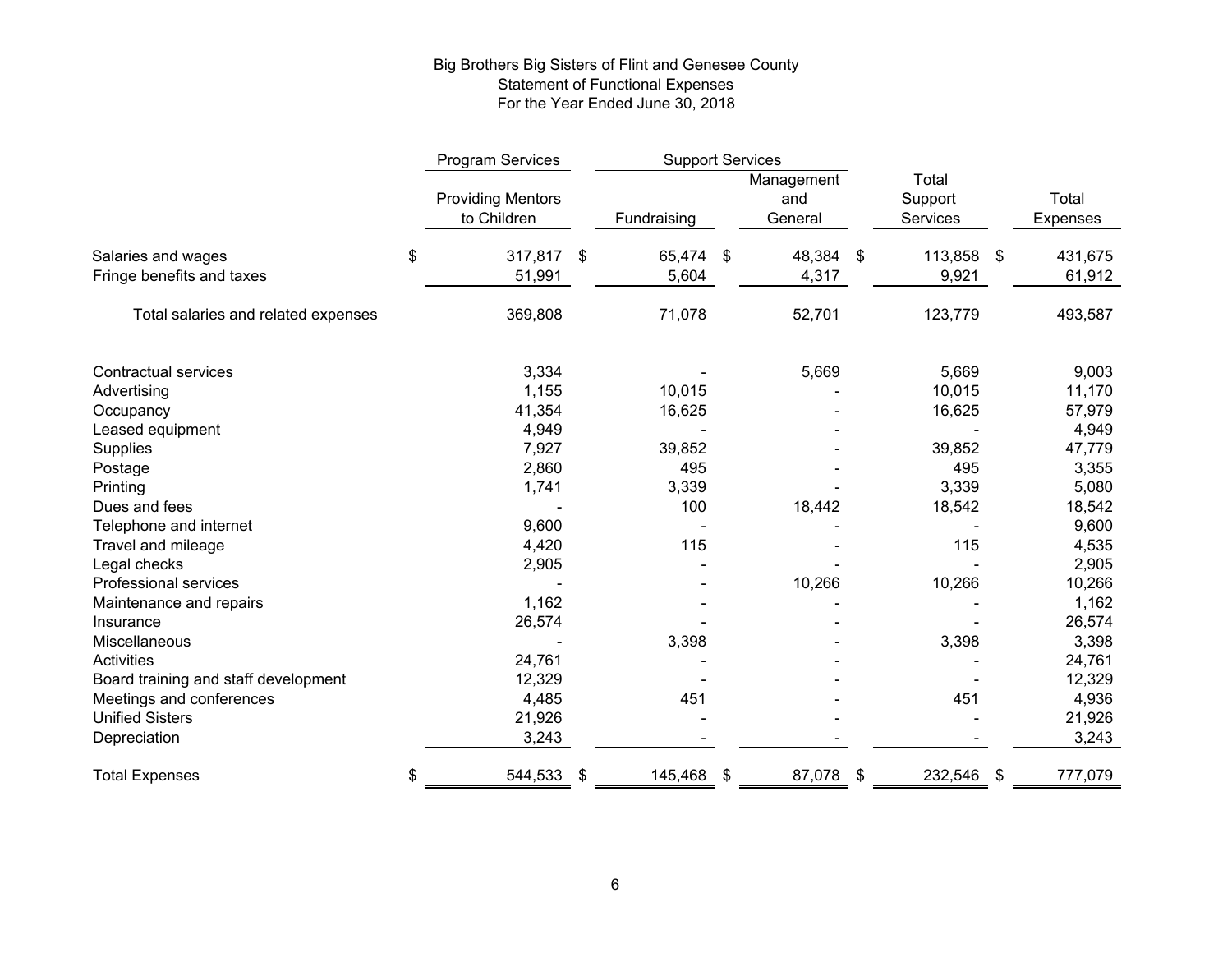Big Brothers Big Sisters of Flint and Genesee County
Statement of Functional Expenses
For the Year Ended June 30, 2018

| | Program Services | Support Services | | | |
|---|---|---|---|---|---|
| | Providing Mentors to Children | Fundraising | Management and General | Total Support Services | Total Expenses |
| Salaries and wages | $ 317,817 | $ 65,474 | $ 48,384 | $ 113,858 | $ 431,675 |
| Fringe benefits and taxes | 51,991 | 5,604 | 4,317 | 9,921 | 61,912 |
| Total salaries and related expenses | 369,808 | 71,078 | 52,701 | 123,779 | 493,587 |
| Contractual services | 3,334 | - | 5,669 | 5,669 | 9,003 |
| Advertising | 1,155 | 10,015 | - | 10,015 | 11,170 |
| Occupancy | 41,354 | 16,625 | - | 16,625 | 57,979 |
| Leased equipment | 4,949 | - | - | - | 4,949 |
| Supplies | 7,927 | 39,852 | - | 39,852 | 47,779 |
| Postage | 2,860 | 495 | - | 495 | 3,355 |
| Printing | 1,741 | 3,339 | - | 3,339 | 5,080 |
| Dues and fees | - | 100 | 18,442 | 18,542 | 18,542 |
| Telephone and internet | 9,600 | - | - | - | 9,600 |
| Travel and mileage | 4,420 | 115 | - | 115 | 4,535 |
| Legal checks | 2,905 | - | - | - | 2,905 |
| Professional services | - | - | 10,266 | 10,266 | 10,266 |
| Maintenance and repairs | 1,162 | - | - | - | 1,162 |
| Insurance | 26,574 | - | - | - | 26,574 |
| Miscellaneous | - | 3,398 | - | 3,398 | 3,398 |
| Activities | 24,761 | - | - | - | 24,761 |
| Board training and staff development | 12,329 | - | - | - | 12,329 |
| Meetings and conferences | 4,485 | 451 | - | 451 | 4,936 |
| Unified Sisters | 21,926 | - | - | - | 21,926 |
| Depreciation | 3,243 | - | - | - | 3,243 |
| Total Expenses | $ 544,533 | $ 145,468 | $ 87,078 | $ 232,546 | $ 777,079 |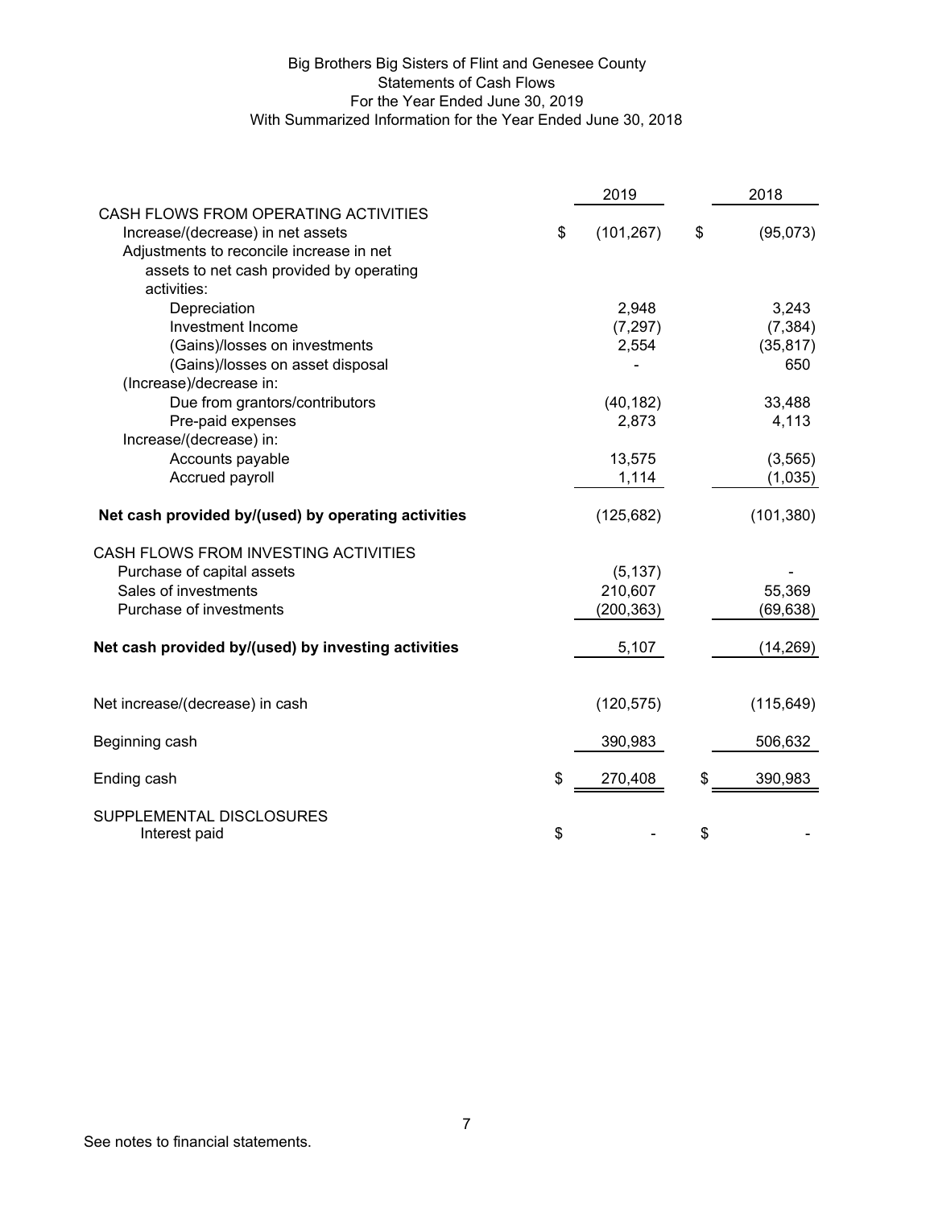Big Brothers Big Sisters of Flint and Genesee County
Statements of Cash Flows
For the Year Ended June 30, 2019
With Summarized Information for the Year Ended June 30, 2018

| | 2019 | 2018 |
|---|---|---|
| CASH FLOWS FROM OPERATING ACTIVITIES | | |
| Increase/(decrease) in net assets | $ (101,267) | $ (95,073) |
| Adjustments to reconcile increase in net assets to net cash provided by operating activities: | | |
| Depreciation | 2,948 | 3,243 |
| Investment Income | (7,297) | (7,384) |
| (Gains)/losses on investments | 2,554 | (35,817) |
| (Gains)/losses on asset disposal | - | 650 |
| (Increase)/decrease in: | | |
| Due from grantors/contributors | (40,182) | 33,488 |
| Pre-paid expenses | 2,873 | 4,113 |
| Increase/(decrease) in: | | |
| Accounts payable | 13,575 | (3,565) |
| Accrued payroll | 1,114 | (1,035) |
| **Net cash provided by/(used) by operating activities** | (125,682) | (101,380) |
| CASH FLOWS FROM INVESTING ACTIVITIES | | |
| Purchase of capital assets | (5,137) | - |
| Sales of investments | 210,607 | 55,369 |
| Purchase of investments | (200,363) | (69,638) |
| **Net cash provided by/(used) by investing activities** | 5,107 | (14,269) |
| Net increase/(decrease) in cash | (120,575) | (115,649) |
| Beginning cash | 390,983 | 506,632 |
| Ending cash | $ 270,408 | $ 390,983 |
| SUPPLEMENTAL DISCLOSURES | | |
| Interest paid | $ - | $ - |

See notes to financial statements.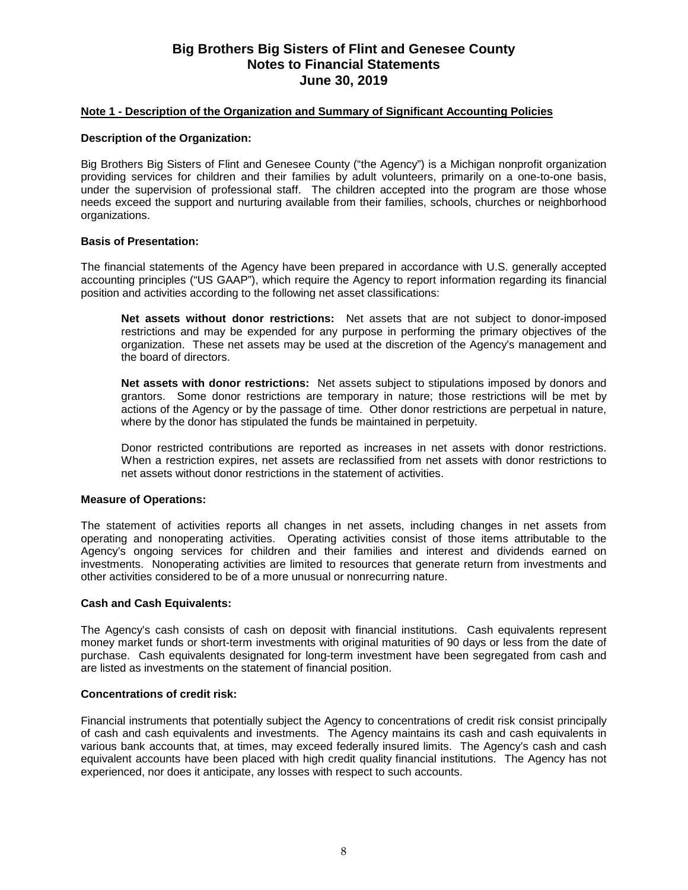# Big Brothers Big Sisters of Flint and Genesee County
# Notes to Financial Statements
# June 30, 2019

## Note 1 - Description of the Organization and Summary of Significant Accounting Policies

### Description of the Organization:

Big Brothers Big Sisters of Flint and Genesee County ("the Agency") is a Michigan nonprofit organization providing services for children and their families by adult volunteers, primarily on a one-to-one basis, under the supervision of professional staff. The children accepted into the program are those whose needs exceed the support and nurturing available from their families, schools, churches or neighborhood organizations.

### Basis of Presentation:

The financial statements of the Agency have been prepared in accordance with U.S. generally accepted accounting principles ("US GAAP"), which require the Agency to report information regarding its financial position and activities according to the following net asset classifications:

> **Net assets without donor restrictions:** Net assets that are not subject to donor-imposed restrictions and may be expended for any purpose in performing the primary objectives of the organization. These net assets may be used at the discretion of the Agency's management and the board of directors.
>
> **Net assets with donor restrictions:** Net assets subject to stipulations imposed by donors and grantors. Some donor restrictions are temporary in nature; those restrictions will be met by actions of the Agency or by the passage of time. Other donor restrictions are perpetual in nature, where by the donor has stipulated the funds be maintained in perpetuity.
>
> Donor restricted contributions are reported as increases in net assets with donor restrictions. When a restriction expires, net assets are reclassified from net assets with donor restrictions to net assets without donor restrictions in the statement of activities.

### Measure of Operations:

The statement of activities reports all changes in net assets, including changes in net assets from operating and nonoperating activities. Operating activities consist of those items attributable to the Agency's ongoing services for children and their families and interest and dividends earned on investments. Nonoperating activities are limited to resources that generate return from investments and other activities considered to be of a more unusual or nonrecurring nature.

### Cash and Cash Equivalents:

The Agency's cash consists of cash on deposit with financial institutions. Cash equivalents represent money market funds or short-term investments with original maturities of 90 days or less from the date of purchase. Cash equivalents designated for long-term investment have been segregated from cash and are listed as investments on the statement of financial position.

### Concentrations of credit risk:

Financial instruments that potentially subject the Agency to concentrations of credit risk consist principally of cash and cash equivalents and investments. The Agency maintains its cash and cash equivalents in various bank accounts that, at times, may exceed federally insured limits. The Agency's cash and cash equivalent accounts have been placed with high credit quality financial institutions. The Agency has not experienced, nor does it anticipate, any losses with respect to such accounts.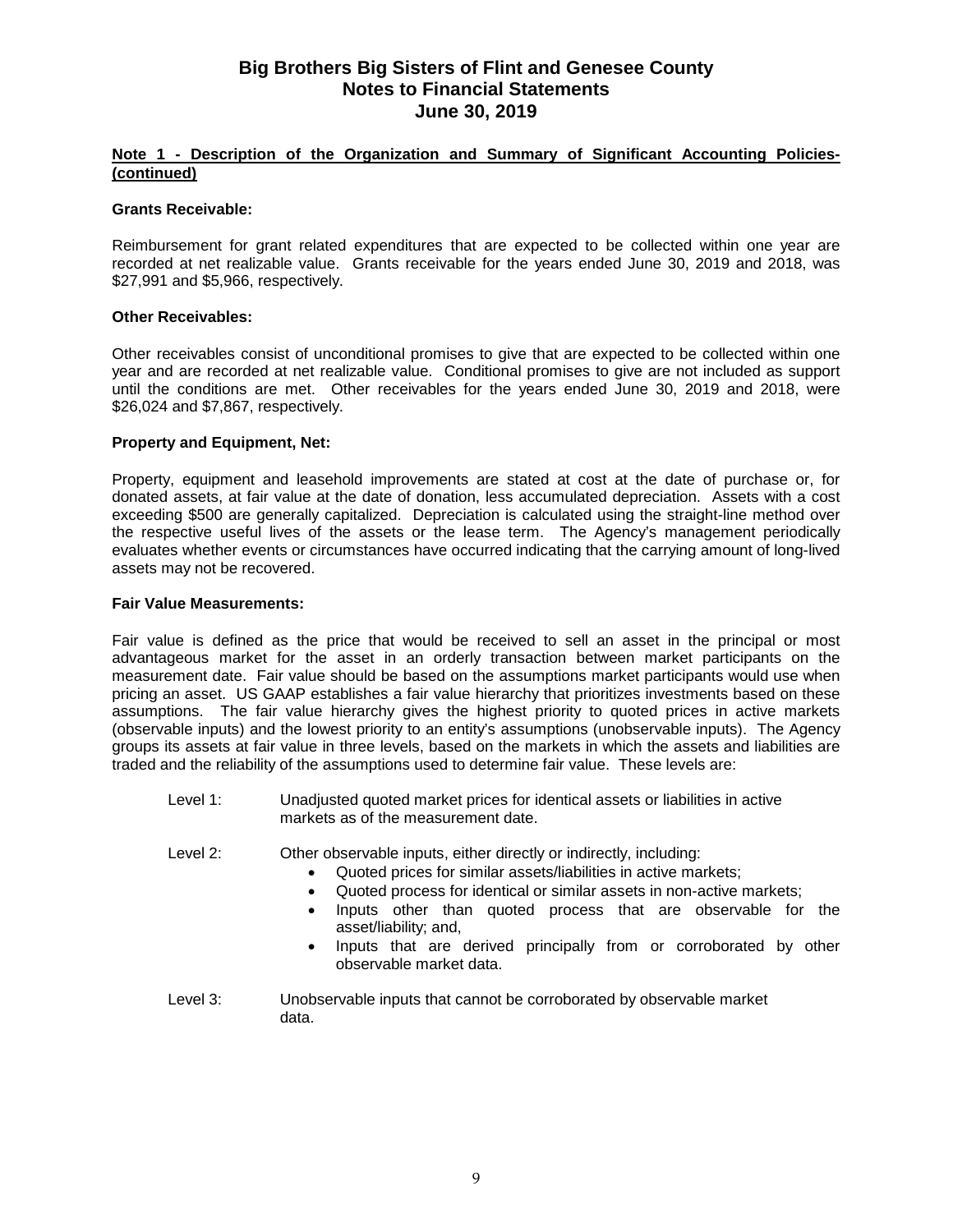# Big Brothers Big Sisters of Flint and Genesee County
## Notes to Financial Statements
## June 30, 2019

**Note 1 - Description of the Organization and Summary of Significant Accounting Policies- (continued)**

### Grants Receivable:

Reimbursement for grant related expenditures that are expected to be collected within one year are recorded at net realizable value. Grants receivable for the years ended June 30, 2019 and 2018, was $27,991 and $5,966, respectively.

### Other Receivables:

Other receivables consist of unconditional promises to give that are expected to be collected within one year and are recorded at net realizable value. Conditional promises to give are not included as support until the conditions are met. Other receivables for the years ended June 30, 2019 and 2018, were $26,024 and $7,867, respectively.

### Property and Equipment, Net:

Property, equipment and leasehold improvements are stated at cost at the date of purchase or, for donated assets, at fair value at the date of donation, less accumulated depreciation. Assets with a cost exceeding $500 are generally capitalized. Depreciation is calculated using the straight-line method over the respective useful lives of the assets or the lease term. The Agency's management periodically evaluates whether events or circumstances have occurred indicating that the carrying amount of long-lived assets may not be recovered.

### Fair Value Measurements:

Fair value is defined as the price that would be received to sell an asset in the principal or most advantageous market for the asset in an orderly transaction between market participants on the measurement date. Fair value should be based on the assumptions market participants would use when pricing an asset. US GAAP establishes a fair value hierarchy that prioritizes investments based on these assumptions. The fair value hierarchy gives the highest priority to quoted prices in active markets (observable inputs) and the lowest priority to an entity's assumptions (unobservable inputs). The Agency groups its assets at fair value in three levels, based on the markets in which the assets and liabilities are traded and the reliability of the assumptions used to determine fair value. These levels are:

Level 1: Unadjusted quoted market prices for identical assets or liabilities in active markets as of the measurement date.

Level 2: Other observable inputs, either directly or indirectly, including:

- Quoted prices for similar assets/liabilities in active markets;
- Quoted process for identical or similar assets in non-active markets;
- Inputs other than quoted process that are observable for the asset/liability; and,
- Inputs that are derived principally from or corroborated by other observable market data.

Level 3: Unobservable inputs that cannot be corroborated by observable market data.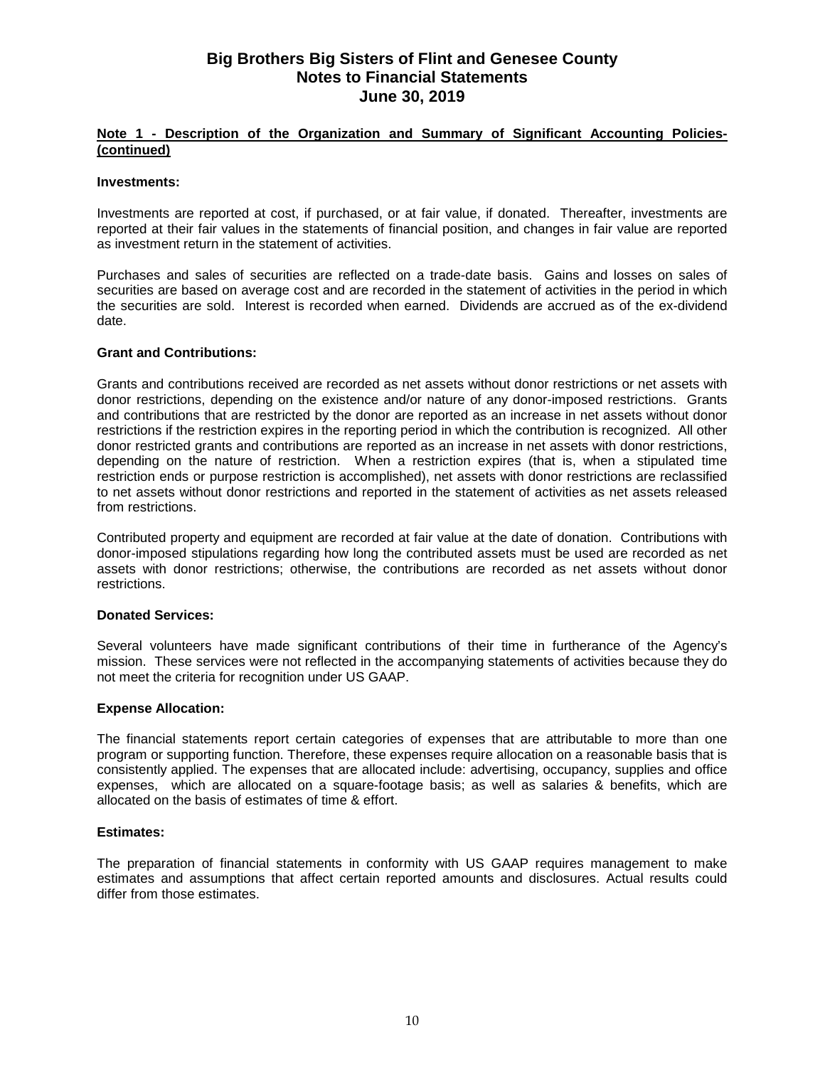# Big Brothers Big Sisters of Flint and Genesee County
## Notes to Financial Statements
## June 30, 2019

**Note 1 - Description of the Organization and Summary of Significant Accounting Policies- (continued)**

**Investments:**

Investments are reported at cost, if purchased, or at fair value, if donated. Thereafter, investments are reported at their fair values in the statements of financial position, and changes in fair value are reported as investment return in the statement of activities.

Purchases and sales of securities are reflected on a trade-date basis. Gains and losses on sales of securities are based on average cost and are recorded in the statement of activities in the period in which the securities are sold. Interest is recorded when earned. Dividends are accrued as of the ex-dividend date.

**Grant and Contributions:**

Grants and contributions received are recorded as net assets without donor restrictions or net assets with donor restrictions, depending on the existence and/or nature of any donor-imposed restrictions. Grants and contributions that are restricted by the donor are reported as an increase in net assets without donor restrictions if the restriction expires in the reporting period in which the contribution is recognized. All other donor restricted grants and contributions are reported as an increase in net assets with donor restrictions, depending on the nature of restriction. When a restriction expires (that is, when a stipulated time restriction ends or purpose restriction is accomplished), net assets with donor restrictions are reclassified to net assets without donor restrictions and reported in the statement of activities as net assets released from restrictions.

Contributed property and equipment are recorded at fair value at the date of donation. Contributions with donor-imposed stipulations regarding how long the contributed assets must be used are recorded as net assets with donor restrictions; otherwise, the contributions are recorded as net assets without donor restrictions.

**Donated Services:**

Several volunteers have made significant contributions of their time in furtherance of the Agency's mission. These services were not reflected in the accompanying statements of activities because they do not meet the criteria for recognition under US GAAP.

**Expense Allocation:**

The financial statements report certain categories of expenses that are attributable to more than one program or supporting function. Therefore, these expenses require allocation on a reasonable basis that is consistently applied. The expenses that are allocated include: advertising, occupancy, supplies and office expenses, which are allocated on a square-footage basis; as well as salaries & benefits, which are allocated on the basis of estimates of time & effort.

**Estimates:**

The preparation of financial statements in conformity with US GAAP requires management to make estimates and assumptions that affect certain reported amounts and disclosures. Actual results could differ from those estimates.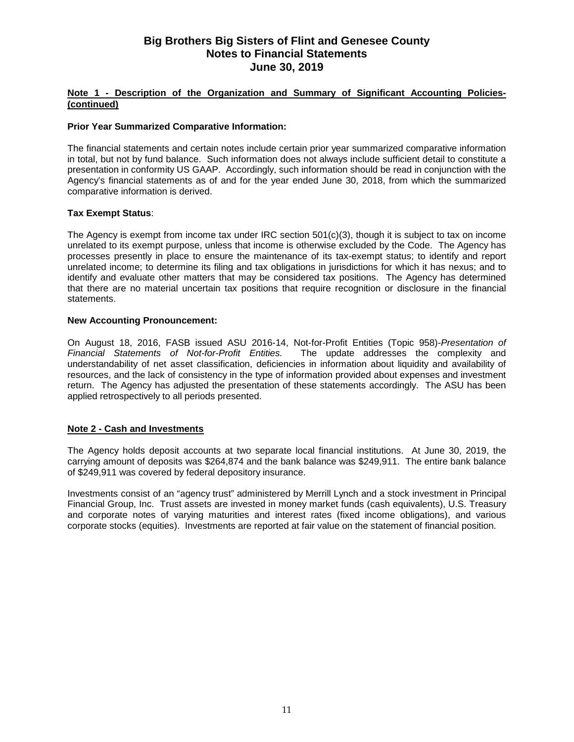# Big Brothers Big Sisters of Flint and Genesee County
## Notes to Financial Statements
## June 30, 2019

**Note 1 - Description of the Organization and Summary of Significant Accounting Policies- (continued)**

**Prior Year Summarized Comparative Information:**

The financial statements and certain notes include certain prior year summarized comparative information in total, but not by fund balance. Such information does not always include sufficient detail to constitute a presentation in conformity US GAAP. Accordingly, such information should be read in conjunction with the Agency's financial statements as of and for the year ended June 30, 2018, from which the summarized comparative information is derived.

**Tax Exempt Status**:

The Agency is exempt from income tax under IRC section 501(c)(3), though it is subject to tax on income unrelated to its exempt purpose, unless that income is otherwise excluded by the Code. The Agency has processes presently in place to ensure the maintenance of its tax-exempt status; to identify and report unrelated income; to determine its filing and tax obligations in jurisdictions for which it has nexus; and to identify and evaluate other matters that may be considered tax positions. The Agency has determined that there are no material uncertain tax positions that require recognition or disclosure in the financial statements.

**New Accounting Pronouncement:**

On August 18, 2016, FASB issued ASU 2016-14, Not-for-Profit Entities (Topic 958)-*Presentation of Financial Statements of Not-for-Profit Entities.* The update addresses the complexity and understandability of net asset classification, deficiencies in information about liquidity and availability of resources, and the lack of consistency in the type of information provided about expenses and investment return. The Agency has adjusted the presentation of these statements accordingly. The ASU has been applied retrospectively to all periods presented.

**Note 2 - Cash and Investments**

The Agency holds deposit accounts at two separate local financial institutions. At June 30, 2019, the carrying amount of deposits was $264,874 and the bank balance was $249,911. The entire bank balance of $249,911 was covered by federal depository insurance.

Investments consist of an "agency trust" administered by Merrill Lynch and a stock investment in Principal Financial Group, Inc. Trust assets are invested in money market funds (cash equivalents), U.S. Treasury and corporate notes of varying maturities and interest rates (fixed income obligations), and various corporate stocks (equities). Investments are reported at fair value on the statement of financial position.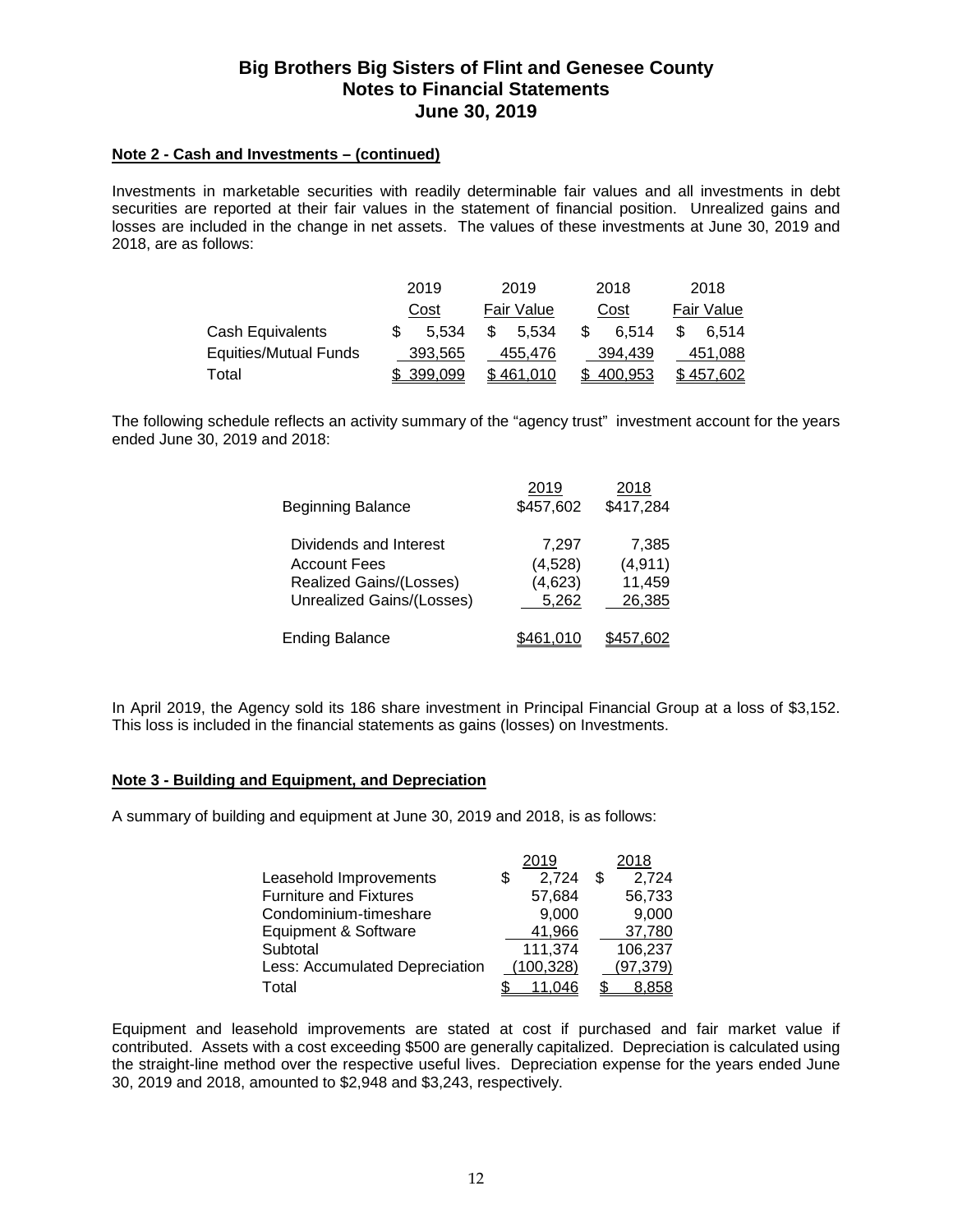# Big Brothers Big Sisters of Flint and Genesee County
# Notes to Financial Statements
# June 30, 2019

**Note 2 - Cash and Investments – (continued)**

Investments in marketable securities with readily determinable fair values and all investments in debt securities are reported at their fair values in the statement of financial position. Unrealized gains and losses are included in the change in net assets. The values of these investments at June 30, 2019 and 2018, are as follows:

| | 2019 Cost | 2019 Fair Value | 2018 Cost | 2018 Fair Value |
|---|---|---|---|---|
| Cash Equivalents | $ 5,534 | $ 5,534 | $ 6,514 | $ 6,514 |
| Equities/Mutual Funds | 393,565 | 455,476 | 394,439 | 451,088 |
| Total | $ 399,099 | $ 461,010 | $ 400,953 | $ 457,602 |

The following schedule reflects an activity summary of the "agency trust" investment account for the years ended June 30, 2019 and 2018:

| | 2019 | 2018 |
|---|---|---|
| Beginning Balance | $457,602 | $417,284 |
| Dividends and Interest | 7,297 | 7,385 |
| Account Fees | (4,528) | (4,911) |
| Realized Gains/(Losses) | (4,623) | 11,459 |
| Unrealized Gains/(Losses) | 5,262 | 26,385 |
| Ending Balance | $461,010 | $457,602 |

In April 2019, the Agency sold its 186 share investment in Principal Financial Group at a loss of $3,152. This loss is included in the financial statements as gains (losses) on Investments.

**Note 3 - Building and Equipment, and Depreciation**

A summary of building and equipment at June 30, 2019 and 2018, is as follows:

| | 2019 | 2018 |
|---|---|---|
| Leasehold Improvements | $ 2,724 | $ 2,724 |
| Furniture and Fixtures | 57,684 | 56,733 |
| Condominium-timeshare | 9,000 | 9,000 |
| Equipment & Software | 41,966 | 37,780 |
| Subtotal | 111,374 | 106,237 |
| Less: Accumulated Depreciation | (100,328) | (97,379) |
| Total | $ 11,046 | $ 8,858 |

Equipment and leasehold improvements are stated at cost if purchased and fair market value if contributed. Assets with a cost exceeding $500 are generally capitalized. Depreciation is calculated using the straight-line method over the respective useful lives. Depreciation expense for the years ended June 30, 2019 and 2018, amounted to $2,948 and $3,243, respectively.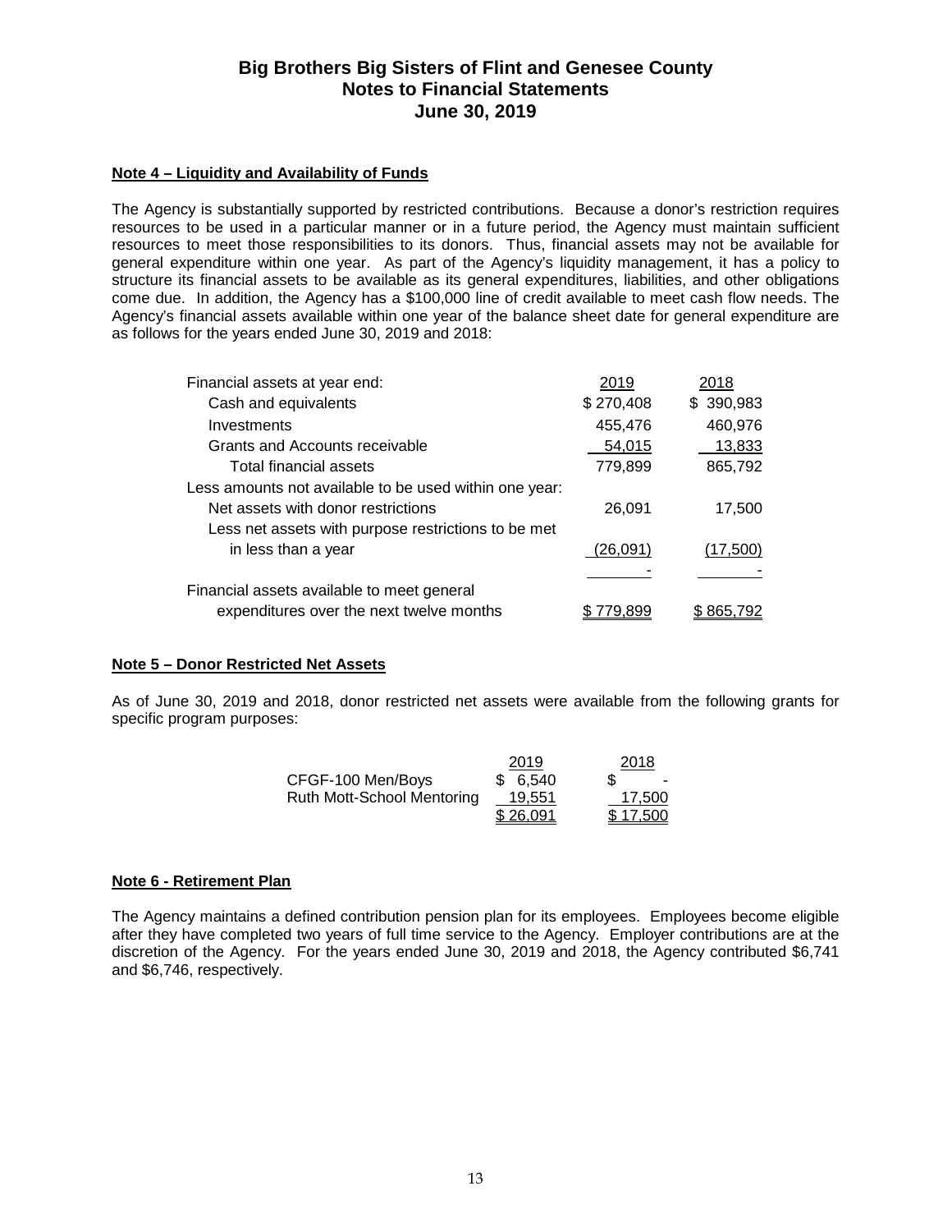# Big Brothers Big Sisters of Flint and Genesee County
## Notes to Financial Statements
## June 30, 2019

### Note 4 – Liquidity and Availability of Funds

The Agency is substantially supported by restricted contributions. Because a donor's restriction requires resources to be used in a particular manner or in a future period, the Agency must maintain sufficient resources to meet those responsibilities to its donors. Thus, financial assets may not be available for general expenditure within one year. As part of the Agency's liquidity management, it has a policy to structure its financial assets to be available as its general expenditures, liabilities, and other obligations come due. In addition, the Agency has a $100,000 line of credit available to meet cash flow needs. The Agency's financial assets available within one year of the balance sheet date for general expenditure are as follows for the years ended June 30, 2019 and 2018:

| Financial assets at year end: | 2019 | 2018 |
|---|---|---|
| Cash and equivalents | $ 270,408 | $ 390,983 |
| Investments | 455,476 | 460,976 |
| Grants and Accounts receivable | 54,015 | 13,833 |
| Total financial assets | 779,899 | 865,792 |
| Less amounts not available to be used within one year: | | |
| Net assets with donor restrictions | 26,091 | 17,500 |
| Less net assets with purpose restrictions to be met in less than a year | (26,091) | (17,500) |
| | - | - |
| Financial assets available to meet general expenditures over the next twelve months | $ 779,899 | $ 865,792 |

### Note 5 – Donor Restricted Net Assets

As of June 30, 2019 and 2018, donor restricted net assets were available from the following grants for specific program purposes:

| | 2019 | 2018 |
|---|---|---|
| CFGF-100 Men/Boys | $ 6,540 | $ - |
| Ruth Mott-School Mentoring | 19,551 | 17,500 |
| | $ 26,091 | $ 17,500 |

### Note 6 - Retirement Plan

The Agency maintains a defined contribution pension plan for its employees. Employees become eligible after they have completed two years of full time service to the Agency. Employer contributions are at the discretion of the Agency. For the years ended June 30, 2019 and 2018, the Agency contributed $6,741 and $6,746, respectively.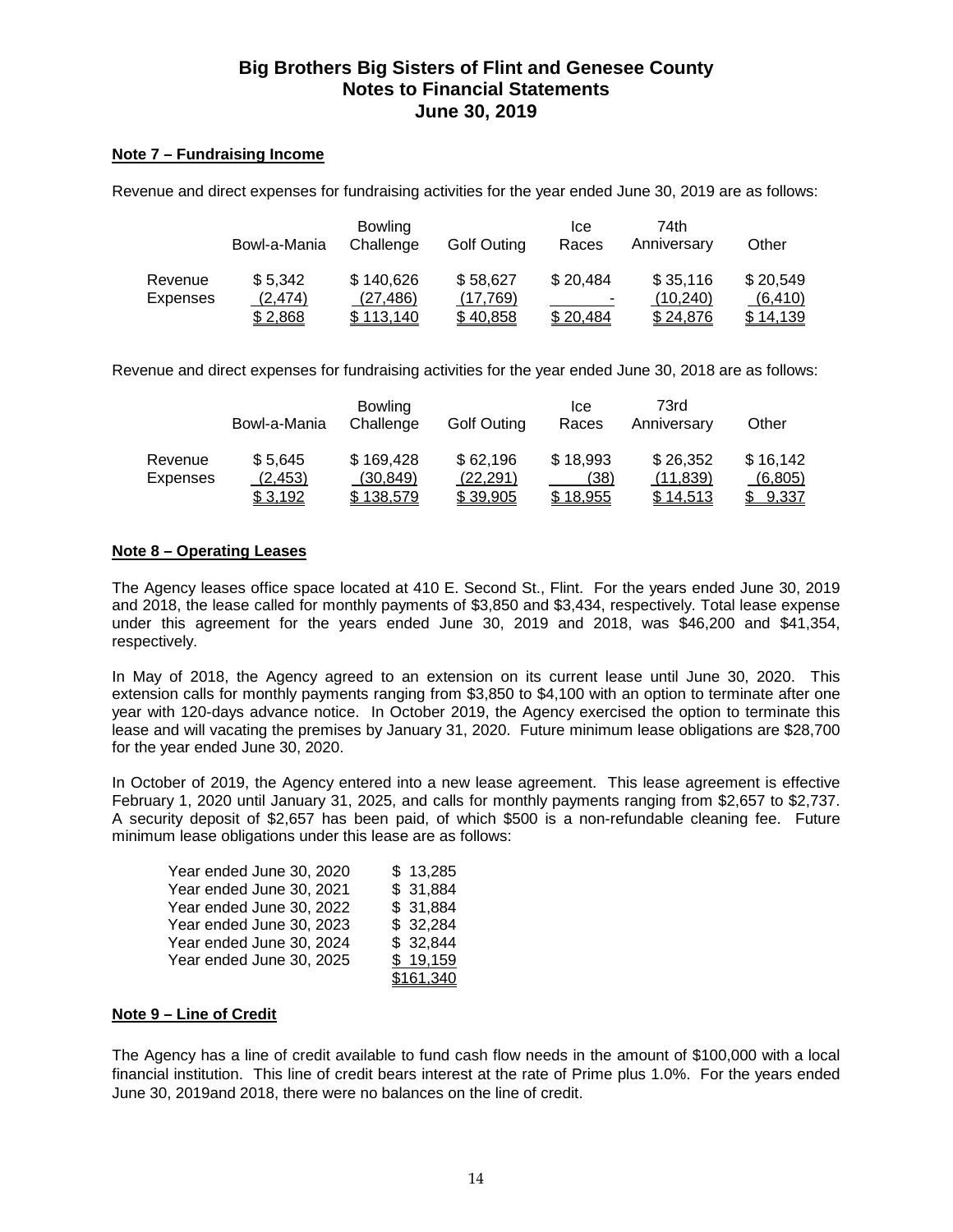# Big Brothers Big Sisters of Flint and Genesee County
# Notes to Financial Statements
# June 30, 2019

### Note 7 – Fundraising Income

Revenue and direct expenses for fundraising activities for the year ended June 30, 2019 are as follows:

| | Bowl-a-Mania | Bowling Challenge | Golf Outing | Ice Races | 74th Anniversary | Other |
|---|---|---|---|---|---|---|
| Revenue | $ 5,342 | $ 140,626 | $ 58,627 | $ 20,484 | $ 35,116 | $ 20,549 |
| Expenses | (2,474) | (27,486) | (17,769) | - | (10,240) | (6,410) |
| | $ 2,868 | $ 113,140 | $ 40,858 | $ 20,484 | $ 24,876 | $ 14,139 |

Revenue and direct expenses for fundraising activities for the year ended June 30, 2018 are as follows:

| | Bowl-a-Mania | Bowling Challenge | Golf Outing | Ice Races | 73rd Anniversary | Other |
|---|---|---|---|---|---|---|
| Revenue | $ 5,645 | $ 169,428 | $ 62,196 | $ 18,993 | $ 26,352 | $ 16,142 |
| Expenses | (2,453) | (30,849) | (22,291) | (38) | (11,839) | (6,805) |
| | $ 3,192 | $ 138,579 | $ 39,905 | $ 18,955 | $ 14,513 | $ 9,337 |

### Note 8 – Operating Leases

The Agency leases office space located at 410 E. Second St., Flint. For the years ended June 30, 2019 and 2018, the lease called for monthly payments of $3,850 and $3,434, respectively. Total lease expense under this agreement for the years ended June 30, 2019 and 2018, was $46,200 and $41,354, respectively.

In May of 2018, the Agency agreed to an extension on its current lease until June 30, 2020. This extension calls for monthly payments ranging from $3,850 to $4,100 with an option to terminate after one year with 120-days advance notice. In October 2019, the Agency exercised the option to terminate this lease and will vacating the premises by January 31, 2020. Future minimum lease obligations are $28,700 for the year ended June 30, 2020.

In October of 2019, the Agency entered into a new lease agreement. This lease agreement is effective February 1, 2020 until January 31, 2025, and calls for monthly payments ranging from $2,657 to $2,737. A security deposit of $2,657 has been paid, of which $500 is a non-refundable cleaning fee. Future minimum lease obligations under this lease are as follows:

| | |
|---|---|
| Year ended June 30, 2020 | $ 13,285 |
| Year ended June 30, 2021 | $ 31,884 |
| Year ended June 30, 2022 | $ 31,884 |
| Year ended June 30, 2023 | $ 32,284 |
| Year ended June 30, 2024 | $ 32,844 |
| Year ended June 30, 2025 | $ 19,159 |
| | $161,340 |

### Note 9 – Line of Credit

The Agency has a line of credit available to fund cash flow needs in the amount of $100,000 with a local financial institution. This line of credit bears interest at the rate of Prime plus 1.0%. For the years ended June 30, 2019and 2018, there were no balances on the line of credit.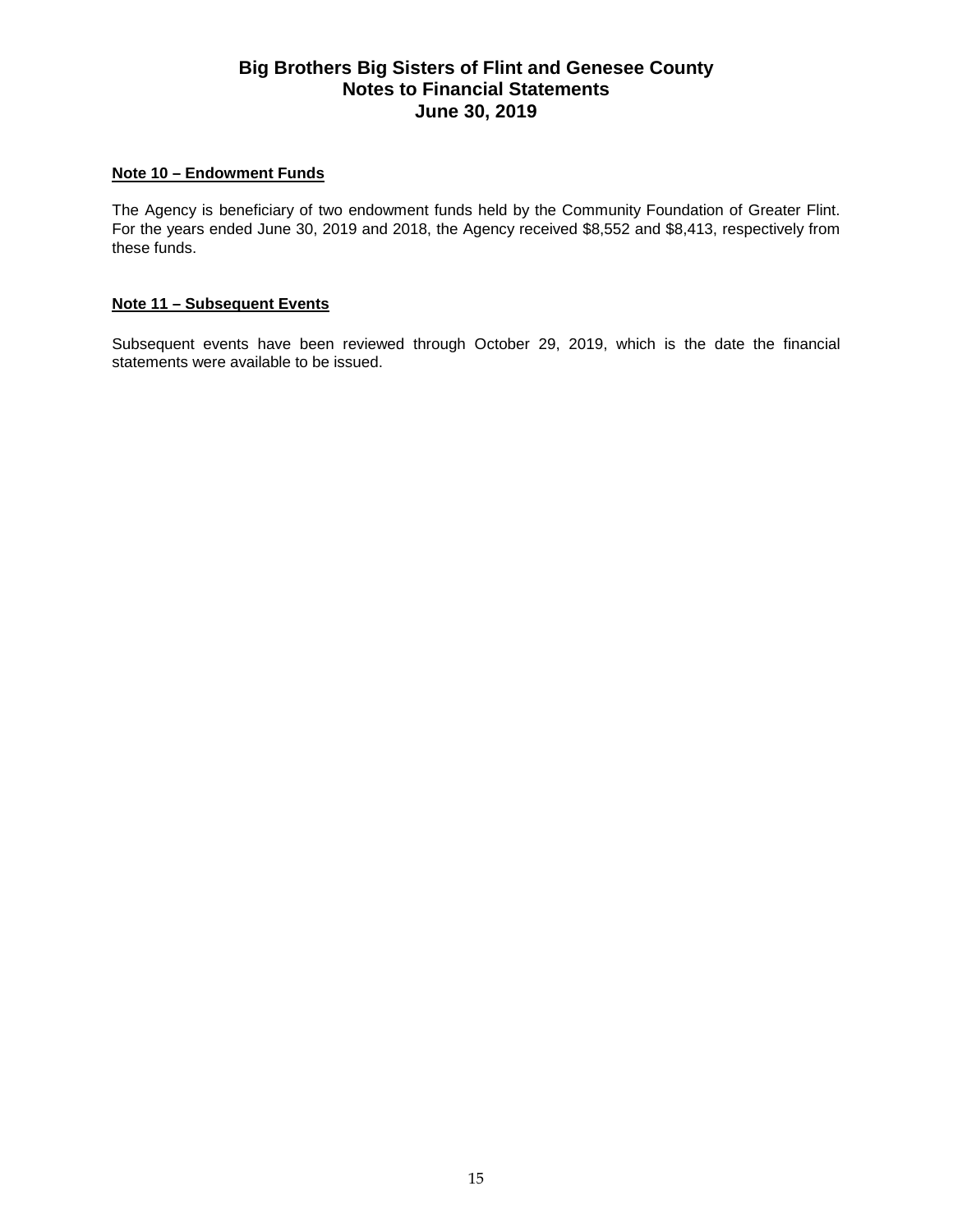# Big Brothers Big Sisters of Flint and Genesee County
## Notes to Financial Statements
## June 30, 2019

**Note 10 – Endowment Funds**

The Agency is beneficiary of two endowment funds held by the Community Foundation of Greater Flint. For the years ended June 30, 2019 and 2018, the Agency received $8,552 and $8,413, respectively from these funds.

**Note 11 – Subsequent Events**

Subsequent events have been reviewed through October 29, 2019, which is the date the financial statements were available to be issued.